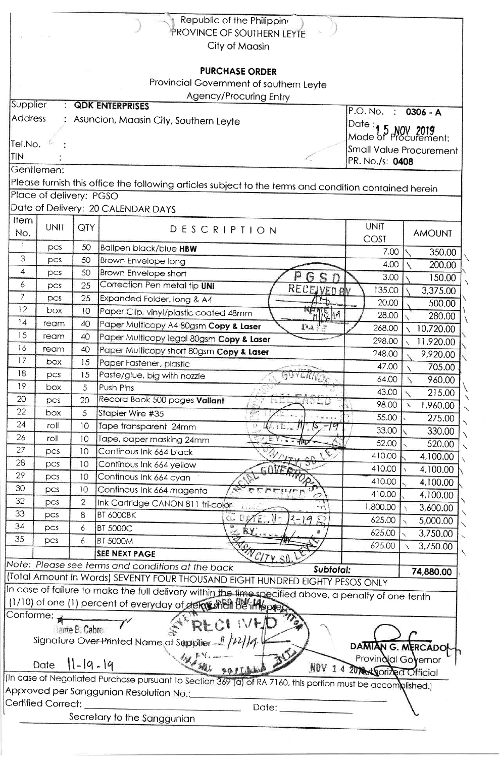Republic of the Philippines
PROVINCE OF SOUTHERN LEYTE
City of Maasin

# PURCHASE ORDER

Provincial Government of southern Leyte
Agency/Procuring Entry

Supplier : **QDK ENTERPRISES**
Address : Asuncion, Maasin City, Southern Leyte
Tel.No. :
TIN :

P.O. No. : **0306 - A**
Date : 15 NOV 2019
Mode of Procurement: Small Value Procurement
PR. No./s: **0408**

Gentlemen:

Please furnish this office the following articles subject to the terms and condition contained herein

Place of delivery: PGSO

Date of Delivery: 20 CALENDAR DAYS

| Item No. | UNIT | QTY | DESCRIPTION | UNIT COST | AMOUNT |
|---|---|---|---|---|---|
| 1 | pcs | 50 | Ballpen black/blue **HBW** | 7.00 | 350.00 |
| 3 | pcs | 50 | Brown Envelope long | 4.00 | 200.00 |
| 4 | pcs | 50 | Brown Envelope short | 3.00 | 150.00 |
| 6 | pcs | 25 | Correction Pen metal tip **UNI** | 135.00 | 3,375.00 |
| 7 | pcs | 25 | Expanded Folder, long & A4 | 20.00 | 500.00 |
| 12 | box | 10 | Paper Clip, vinyl/plastic coated 48mm | 28.00 | 280.00 |
| 14 | ream | 40 | Paper Multicopy A4 80gsm **Copy & Laser** | 268.00 | 10,720.00 |
| 15 | ream | 40 | Paper Multicopy legal 80gsm **Copy & Laser** | 298.00 | 11,920.00 |
| 16 | ream | 40 | Paper Multicopy short 80gsm **Copy & Laser** | 248.00 | 9,920.00 |
| 17 | box | 15 | Paper Fastener, plastic | 47.00 | 705.00 |
| 18 | pcs | 15 | Paste/glue, big with nozzle | 64.00 | 960.00 |
| 19 | box | 5 | Push Pins | 43.00 | 215.00 |
| 20 | pcs | 20 | Record Book 500 pages **Valiant** | 98.00 | 1,960.00 |
| 22 | box | 5 | Stapler Wire #35 | 55.00 | 275.00 |
| 24 | roll | 10 | Tape transparent 24mm | 33.00 | 330.00 |
| 26 | roll | 10 | Tape, paper masking 24mm | 52.00 | 520.00 |
| 27 | pcs | 10 | Continous Ink 664 black | 410.00 | 4,100.00 |
| 28 | pcs | 10 | Continous Ink 664 yellow | 410.00 | 4,100.00 |
| 29 | pcs | 10 | Continous Ink 664 cyan | 410.00 | 4,100.00 |
| 30 | pcs | 10 | Continous Ink 664 magenta | 410.00 | 4,100.00 |
| 32 | pcs | 2 | Ink Cartridge CANON 811 tri-color | 1,800.00 | 3,600.00 |
| 33 | pcs | 8 | BT 6000BK | 625.00 | 5,000.00 |
| 34 | pcs | 6 | BT 5000C | 625.00 | 3,750.00 |
| 35 | pcs | 6 | BT 5000M | 625.00 | 3,750.00 |
| | | | **SEE NEXT PAGE** | | |

*Note: Please see terms and conditions at the back* **Subtotal: 74,880.00**

(Total Amount in Words) SEVENTY FOUR THOUSAND EIGHT HUNDRED EIGHTY PESOS ONLY

In case of failure to make the full delivery within the time specified above, a penalty of one-tenth (1/10) of one (1) percent of everyday of delay shall be imposed.

Conforme:

Dante B. Cabrera
Signature Over Printed Name of Supplier

Date 11-19-19

**DAMIAN G. MERCADO**
Provincial Governor
Authorized Official

(In case of Negotiated Purchase pursuant to Section 369 (a) of RA 7160, this portion must be accomplished.)

Approved per Sanggunian Resolution No.: \_\_\_\_\_\_\_\_\_\_

Certified Correct: \_\_\_\_\_\_\_\_\_\_ Date: \_\_\_\_\_\_\_\_\_\_

Secretary to the Sanggunian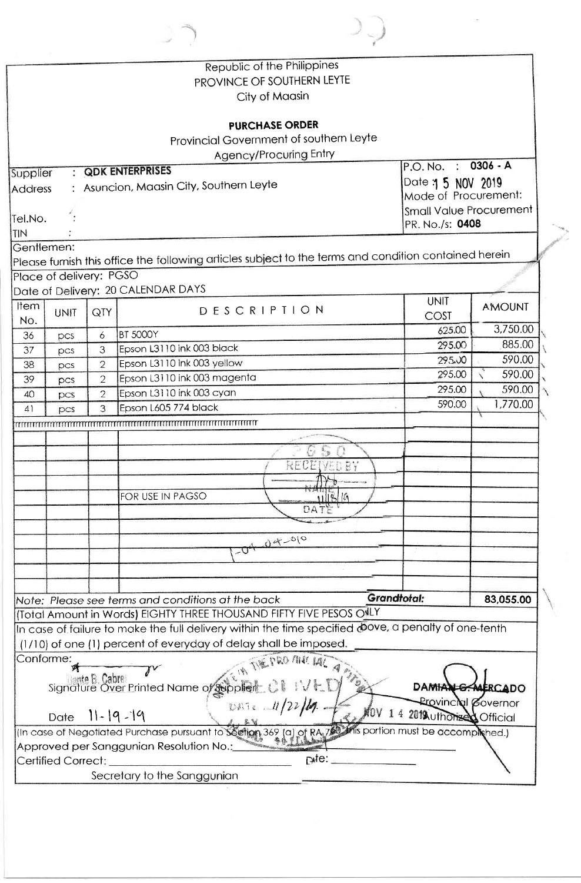Republic of the Philippines
PROVINCE OF SOUTHERN LEYTE
City of Maasin

**PURCHASE ORDER**

Provincial Government of southern Leyte
Agency/Procuring Entry

| | |
|---|---|
| Supplier : **QDK ENTERPRISES** | P.O. No. : **0306 - A** |
| Address : Asuncion, Maasin City, Southern Leyte | Date : 15 NOV 2019 |
| | Mode of Procurement: Small Value Procurement |
| Tel.No. : | PR. No./s: **0408** |
| TIN : | |

Gentlemen:
Please furnish this office the following articles subject to the terms and condition contained herein

Place of delivery: PGSO
Date of Delivery: 20 CALENDAR DAYS

| Item No. | UNIT | QTY | DESCRIPTION | UNIT COST | AMOUNT |
|---|---|---|---|---|---|
| 36 | pcs | 6 | BT 5000Y | 625.00 | 3,750.00 |
| 37 | pcs | 3 | Epson L3110 ink 003 black | 295.00 | 885.00 |
| 38 | pcs | 2 | Epson L3110 ink 003 yellow | 295.00 | 590.00 |
| 39 | pcs | 2 | Epson L3110 ink 003 magenta | 295.00 | 590.00 |
| 40 | pcs | 2 | Epson L3110 ink 003 cyan | 295.00 | 590.00 |
| 41 | pcs | 3 | Epson L605 774 black | 590.00 | 1,770.00 |
| | | | rrrrrrrrrrrrrrrrrrrrrrrrrrrrrrrrrrrrrrrrrrrrrrrrrrrrrrrrrrrrrr | | |
| | | | PGSO RECEIVED BY NAME 11/18/19 DATE | | |
| | | | FOR USE IN PAGSO | | |
| | | | 1-01-04-010 | | |
| | | | **Grandtotal:** | | **83,055.00** |

*Note: Please see terms and conditions at the back*

(Total Amount in Words) EIGHTY THREE THOUSAND FIFTY FIVE PESOS ONLY

In case of failure to make the full delivery within the time specified above, a penalty of one-tenth (1/10) of one (1) percent of everyday of delay shall be imposed.

Conforme:

Dante B. Cabrera
Signature Over Printed Name of Supplier

Date 11-19-19

RECEIVED DATE 11/22/19

NOV 14 2019

**DAMIAN G. MERCADO**
Provincial Governor
Authorized Official

(In case of Negotiated Purchase pursuant to Section 369 (a) of RA 7160 this portion must be accomplished.)

Approved per Sanggunian Resolution No.:____________

Certified Correct:______________ Date:__________

Secretary to the Sanggunian